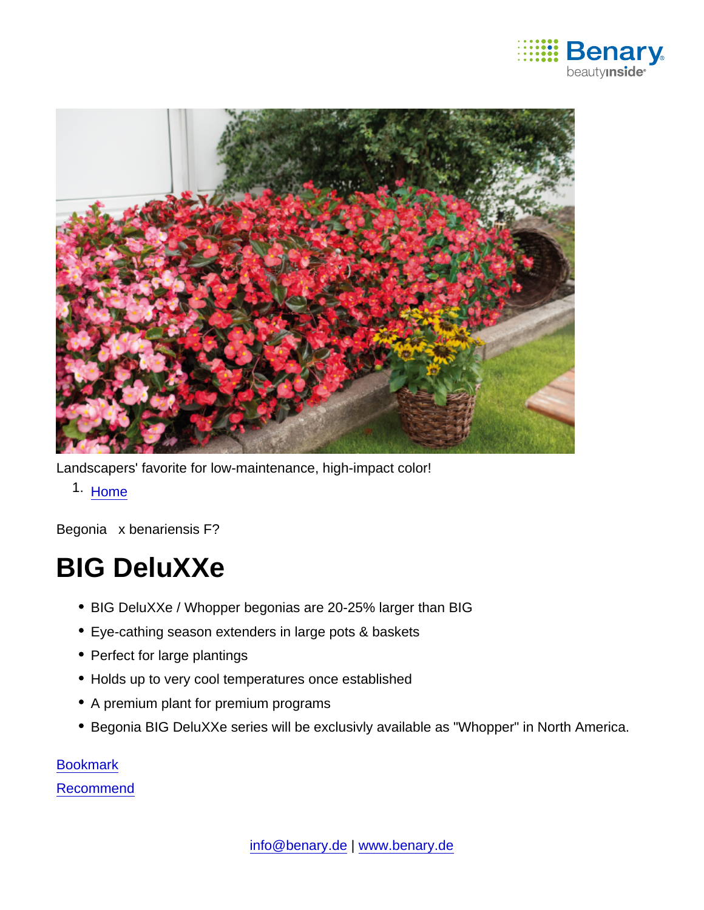Landscapers' favorite for low-maintenance, high-impact color!

1. Home

Begonia x benariensis F?

# BIG DeluXXe

- BIG DeluXXe / Whopper begonias are 20-25% larger than BIG
- Eye-cathing season extenders in large pots & baskets
- Perfect for large plantings
- Holds up to very cool temperatures once established
- A premium plant for premium programs
- Begonia BIG DeluXXe series will be exclusivly available as "Whopper" in North America.

Bookmark

Recommend

info@benary.de | www.benary.de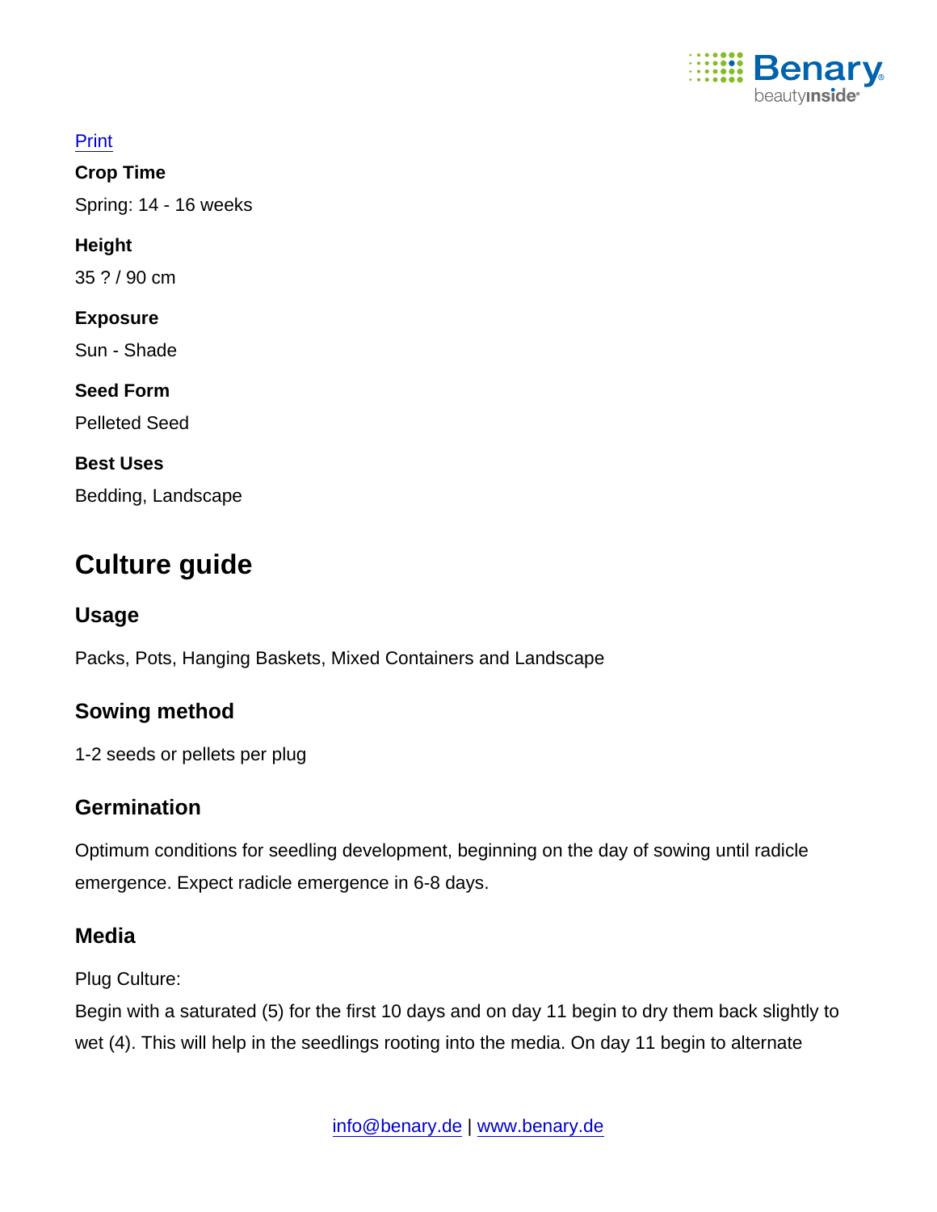Print

**Crop Time**

Spring: 14 - 16 weeks

**Height**

35 ? / 90 cm

**Exposure**

Sun - Shade

**Seed Form**

Pelleted Seed

**Best Uses**

Bedding, Landscape

# Culture guide

## Usage

Packs, Pots, Hanging Baskets, Mixed Containers and Landscape

## Sowing method

1-2 seeds or pellets per plug

## Germination

Optimum conditions for seedling development, beginning on the day of sowing until radicle emergence. Expect radicle emergence in 6-8 days.

## Media

Plug Culture:
Begin with a saturated (5) for the first 10 days and on day 11 begin to dry them back slightly to wet (4). This will help in the seedlings rooting into the media. On day 11 begin to alternate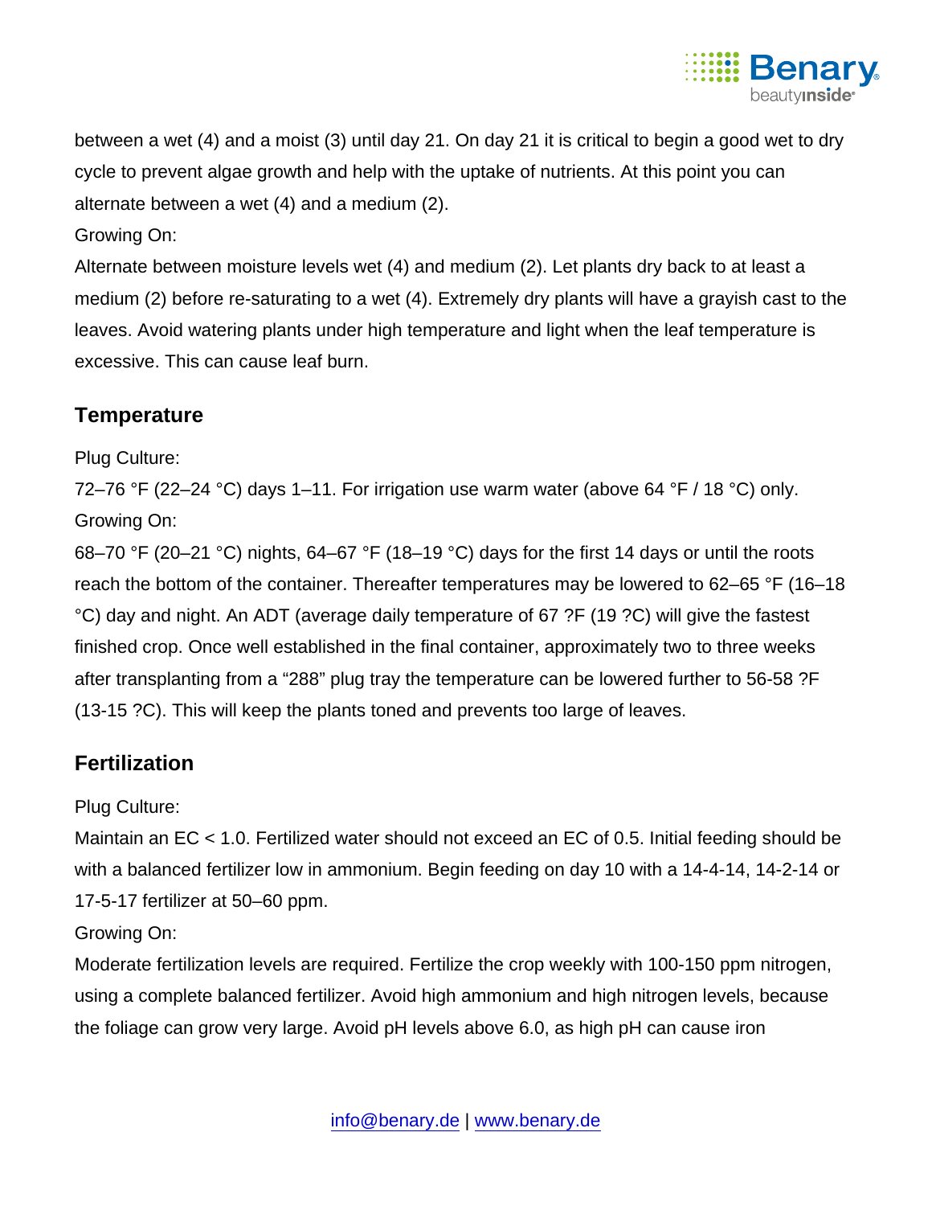between a wet (4) and a moist (3) until day 21. On day 21 it is critical to begin a good wet to dry cycle to prevent algae growth and help with the uptake of nutrients. At this point you can alternate between a wet (4) and a medium (2).

Growing On:

Alternate between moisture levels wet (4) and medium (2). Let plants dry back to at least a medium (2) before re-saturating to a wet (4). Extremely dry plants will have a grayish cast to the leaves. Avoid watering plants under high temperature and light when the leaf temperature is excessive. This can cause leaf burn.

## Temperature

Plug Culture:

72–76 °F (22–24 °C) days 1–11. For irrigation use warm water (above 64 °F / 18 °C) only.

Growing On:

68–70 °F (20–21 °C) nights, 64–67 °F (18–19 °C) days for the first 14 days or until the roots reach the bottom of the container. Thereafter temperatures may be lowered to 62–65 °F (16–18 °C) day and night. An ADT (average daily temperature of 67 ?F (19 ?C) will give the fastest finished crop. Once well established in the final container, approximately two to three weeks after transplanting from a “288” plug tray the temperature can be lowered further to 56-58 ?F (13-15 ?C). This will keep the plants toned and prevents too large of leaves.

## Fertilization

Plug Culture:

Maintain an EC < 1.0. Fertilized water should not exceed an EC of 0.5. Initial feeding should be with a balanced fertilizer low in ammonium. Begin feeding on day 10 with a 14-4-14, 14-2-14 or 17-5-17 fertilizer at 50–60 ppm.

Growing On:

Moderate fertilization levels are required. Fertilize the crop weekly with 100-150 ppm nitrogen, using a complete balanced fertilizer. Avoid high ammonium and high nitrogen levels, because the foliage can grow very large. Avoid pH levels above 6.0, as high pH can cause iron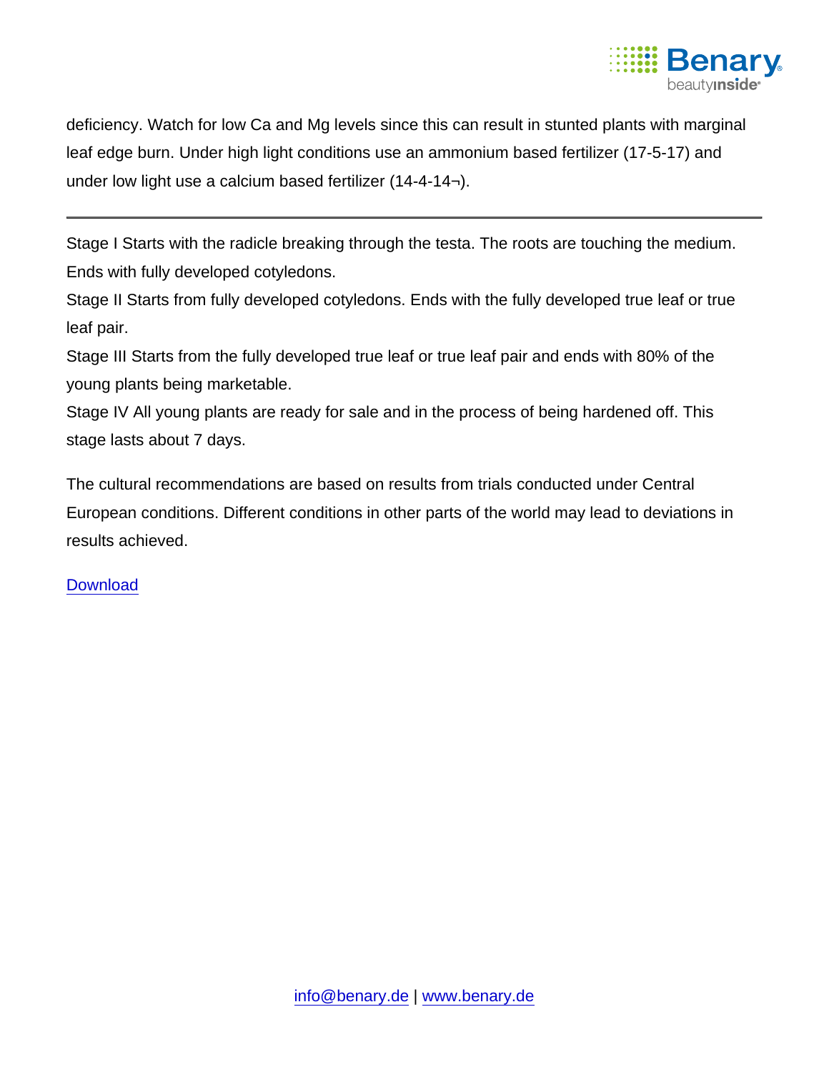deficiency. Watch for low Ca and Mg levels since this can result in stunted plants with marginal leaf edge burn. Under high light conditions use an ammonium based fertilizer (17-5-17) and under low light use a calcium based fertilizer (14-4-14¬).

---

Stage I Starts with the radicle breaking through the testa. The roots are touching the medium. Ends with fully developed cotyledons.
Stage II Starts from fully developed cotyledons. Ends with the fully developed true leaf or true leaf pair.
Stage III Starts from the fully developed true leaf or true leaf pair and ends with 80% of the young plants being marketable.
Stage IV All young plants are ready for sale and in the process of being hardened off. This stage lasts about 7 days.

The cultural recommendations are based on results from trials conducted under Central European conditions. Different conditions in other parts of the world may lead to deviations in results achieved.

Download

info@benary.de | www.benary.de